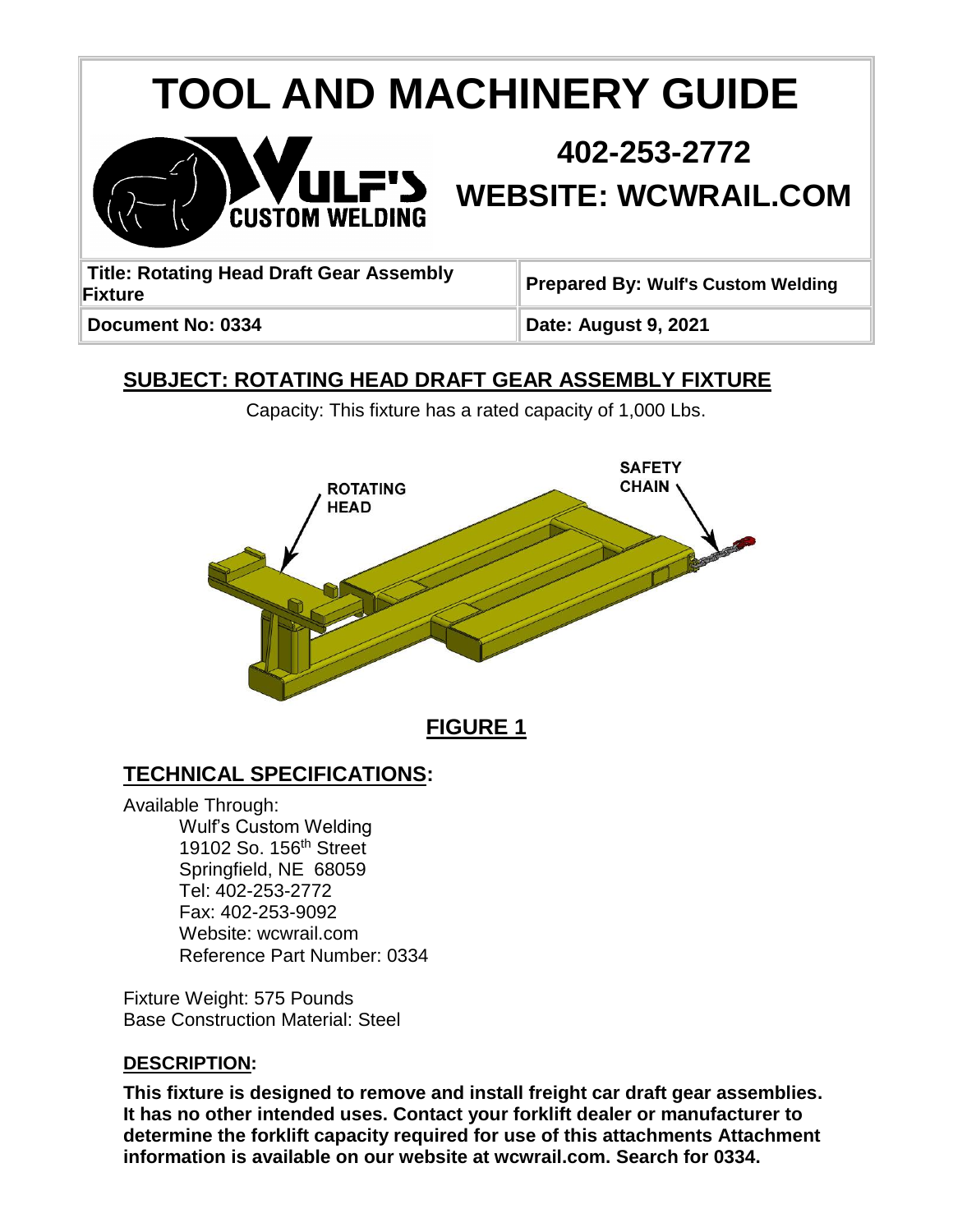# TOOL AND MACHINERY GUIDE

## 402-253-2772

## WEBSITE: WCWRAIL.COM

| **Title: Rotating Head Draft Gear Assembly Fixture** | **Prepared By: Wulf's Custom Welding** |
| --- | --- |
| **Document No: 0334** | **Date: August 9, 2021** |

## SUBJECT: ROTATING HEAD DRAFT GEAR ASSEMBLY FIXTURE

Capacity: This fixture has a rated capacity of 1,000 Lbs.

ROTATING HEAD

SAFETY CHAIN

**FIGURE 1**

## TECHNICAL SPECIFICATIONS:

Available Through:

Wulf's Custom Welding
19102 So. 156th Street
Springfield, NE 68059
Tel: 402-253-2772
Fax: 402-253-9092
Website: wcwrail.com
Reference Part Number: 0334

Fixture Weight: 575 Pounds
Base Construction Material: Steel

### DESCRIPTION:

**This fixture is designed to remove and install freight car draft gear assemblies. It has no other intended uses. Contact your forklift dealer or manufacturer to determine the forklift capacity required for use of this attachments Attachment information is available on our website at wcwrail.com. Search for 0334.**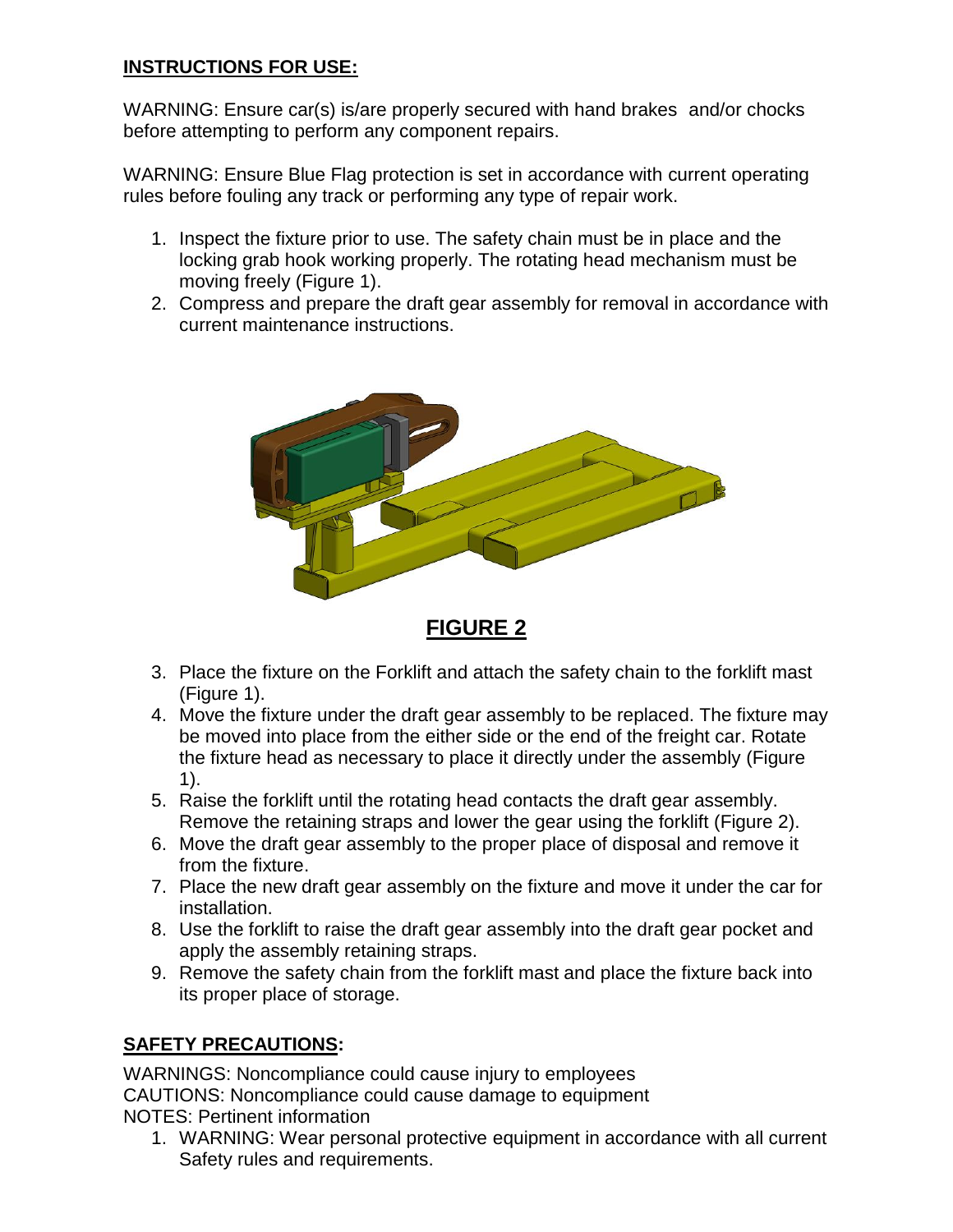## INSTRUCTIONS FOR USE:

WARNING: Ensure car(s) is/are properly secured with hand brakes and/or chocks before attempting to perform any component repairs.

WARNING: Ensure Blue Flag protection is set in accordance with current operating rules before fouling any track or performing any type of repair work.

1. Inspect the fixture prior to use. The safety chain must be in place and the locking grab hook working properly. The rotating head mechanism must be moving freely (Figure 1).
2. Compress and prepare the draft gear assembly for removal in accordance with current maintenance instructions.

**FIGURE 2**

3. Place the fixture on the Forklift and attach the safety chain to the forklift mast (Figure 1).
4. Move the fixture under the draft gear assembly to be replaced. The fixture may be moved into place from the either side or the end of the freight car. Rotate the fixture head as necessary to place it directly under the assembly (Figure 1).
5. Raise the forklift until the rotating head contacts the draft gear assembly. Remove the retaining straps and lower the gear using the forklift (Figure 2).
6. Move the draft gear assembly to the proper place of disposal and remove it from the fixture.
7. Place the new draft gear assembly on the fixture and move it under the car for installation.
8. Use the forklift to raise the draft gear assembly into the draft gear pocket and apply the assembly retaining straps.
9. Remove the safety chain from the forklift mast and place the fixture back into its proper place of storage.

## SAFETY PRECAUTIONS:

WARNINGS: Noncompliance could cause injury to employees
CAUTIONS: Noncompliance could cause damage to equipment
NOTES: Pertinent information

1. WARNING: Wear personal protective equipment in accordance with all current Safety rules and requirements.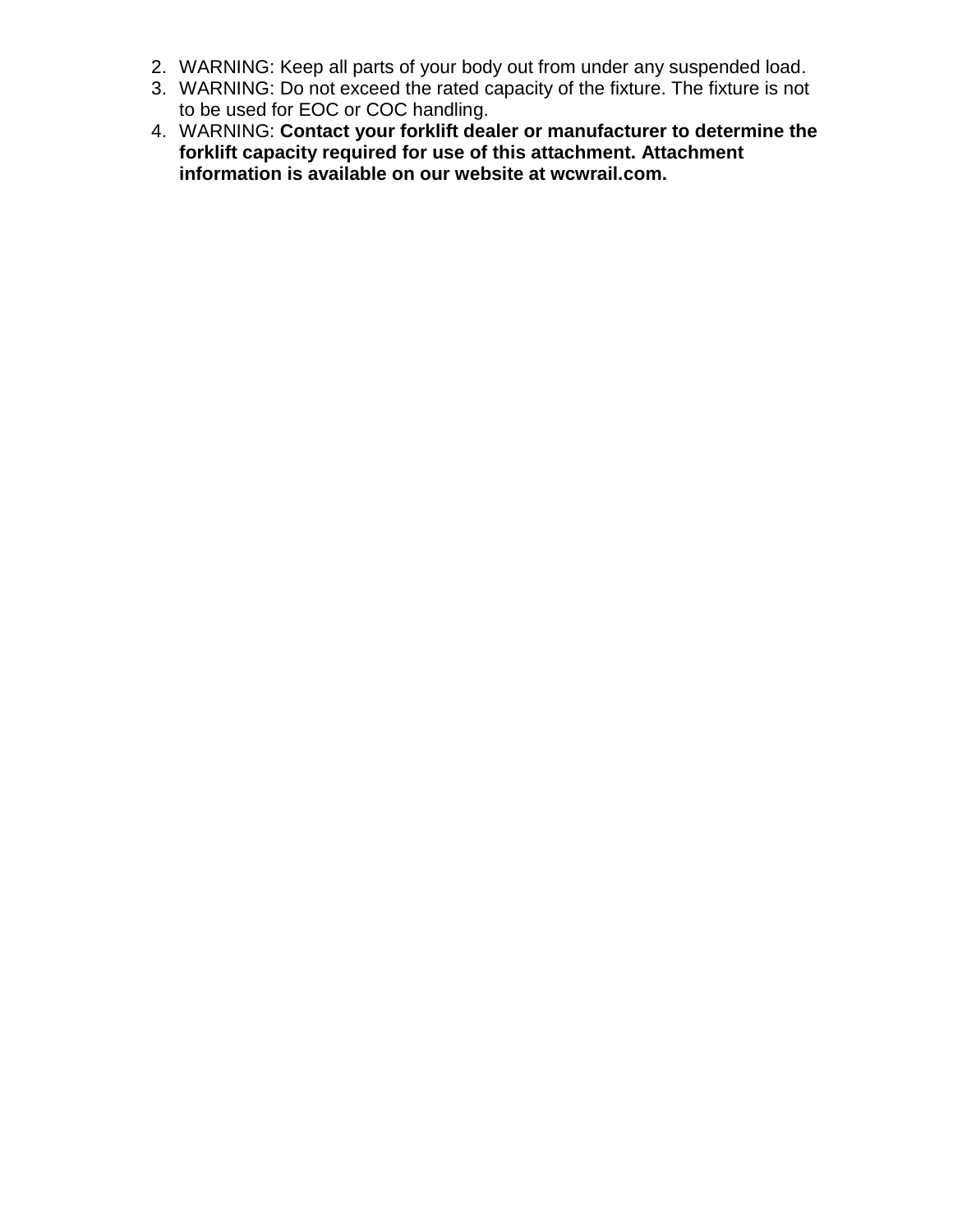2. WARNING: Keep all parts of your body out from under any suspended load.
3. WARNING: Do not exceed the rated capacity of the fixture. The fixture is not to be used for EOC or COC handling.
4. WARNING: **Contact your forklift dealer or manufacturer to determine the forklift capacity required for use of this attachment. Attachment information is available on our website at wcwrail.com.**